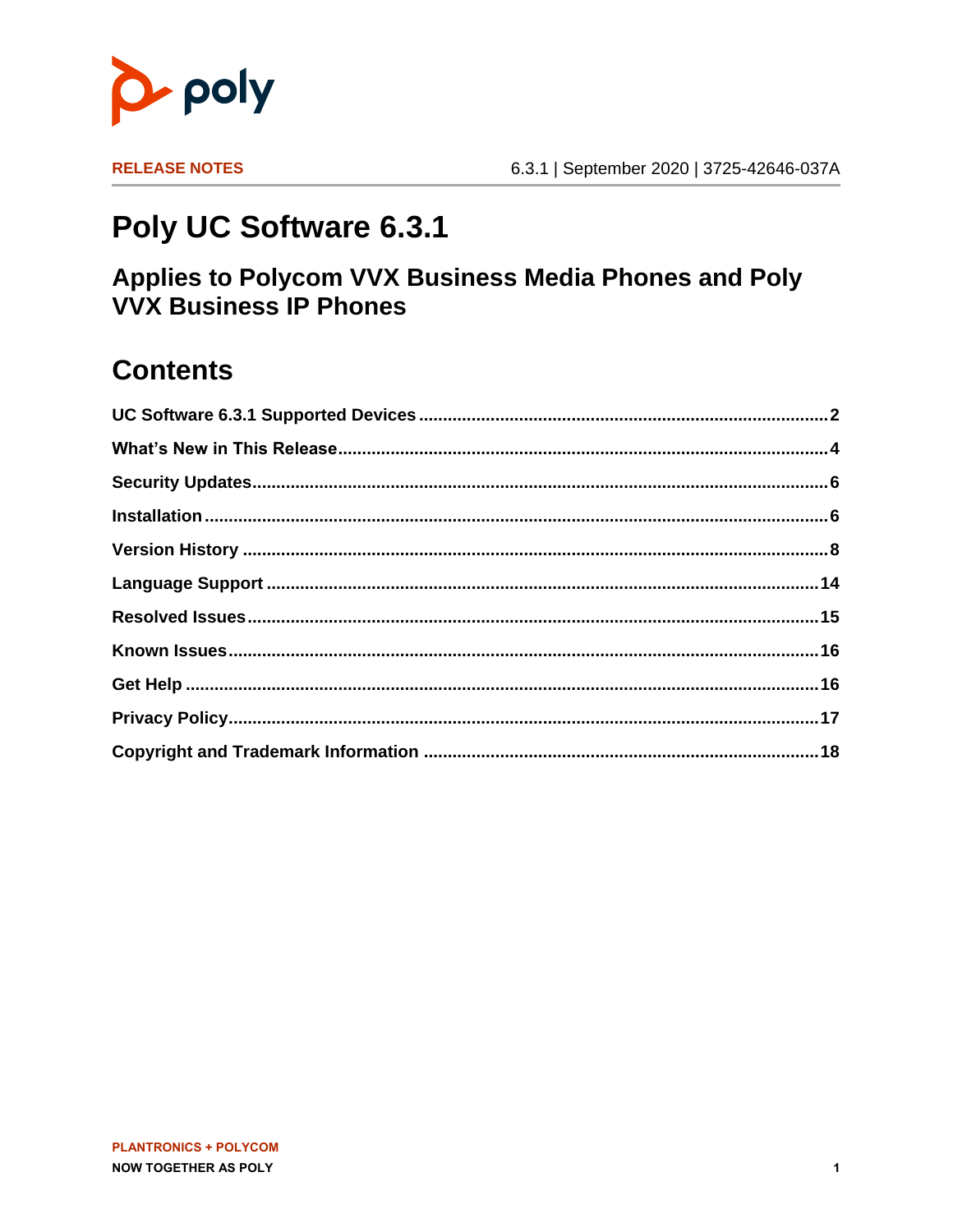RELEASE NOTES 6.3.1 | September 2020 | 3725-42646-037A

# Poly UC Software 6.3.1

## Applies to Polycom VVX Business Media Phones and Poly VVX Business IP Phones

## Contents

**UC Software 6.3.1 Supported Devices** .......... 2

**What's New in This Release** .......... 4

**Security Updates** .......... 6

**Installation** .......... 6

**Version History** .......... 8

**Language Support** .......... 14

**Resolved Issues** .......... 15

**Known Issues** .......... 16

**Get Help** .......... 16

**Privacy Policy** .......... 17

**Copyright and Trademark Information** .......... 18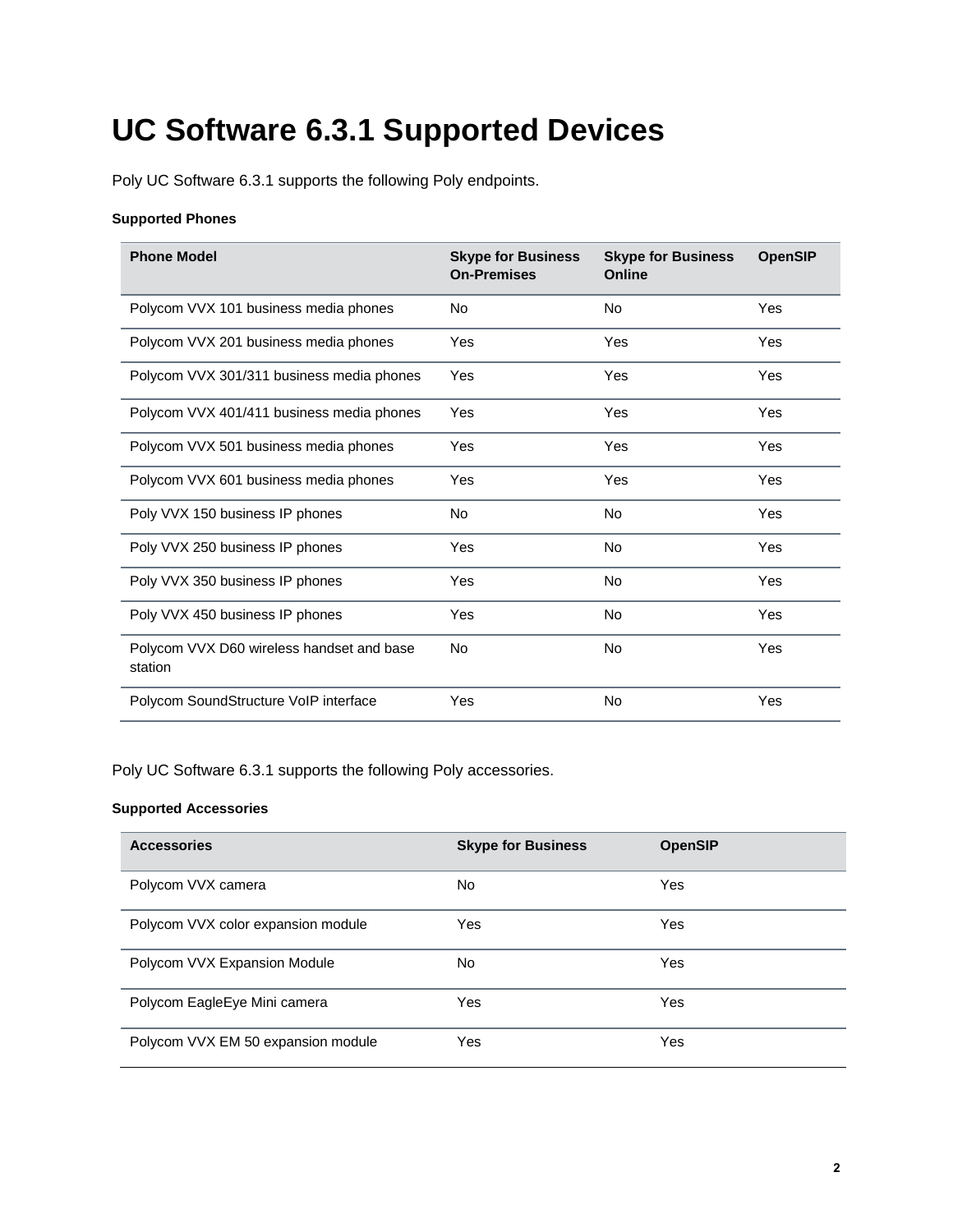# UC Software 6.3.1 Supported Devices

Poly UC Software 6.3.1 supports the following Poly endpoints.

**Supported Phones**

| Phone Model | Skype for Business On-Premises | Skype for Business Online | OpenSIP |
|---|---|---|---|
| Polycom VVX 101 business media phones | No | No | Yes |
| Polycom VVX 201 business media phones | Yes | Yes | Yes |
| Polycom VVX 301/311 business media phones | Yes | Yes | Yes |
| Polycom VVX 401/411 business media phones | Yes | Yes | Yes |
| Polycom VVX 501 business media phones | Yes | Yes | Yes |
| Polycom VVX 601 business media phones | Yes | Yes | Yes |
| Poly VVX 150 business IP phones | No | No | Yes |
| Poly VVX 250 business IP phones | Yes | No | Yes |
| Poly VVX 350 business IP phones | Yes | No | Yes |
| Poly VVX 450 business IP phones | Yes | No | Yes |
| Polycom VVX D60 wireless handset and base station | No | No | Yes |
| Polycom SoundStructure VoIP interface | Yes | No | Yes |

Poly UC Software 6.3.1 supports the following Poly accessories.

**Supported Accessories**

| Accessories | Skype for Business | OpenSIP |
|---|---|---|
| Polycom VVX camera | No | Yes |
| Polycom VVX color expansion module | Yes | Yes |
| Polycom VVX Expansion Module | No | Yes |
| Polycom EagleEye Mini camera | Yes | Yes |
| Polycom VVX EM 50 expansion module | Yes | Yes |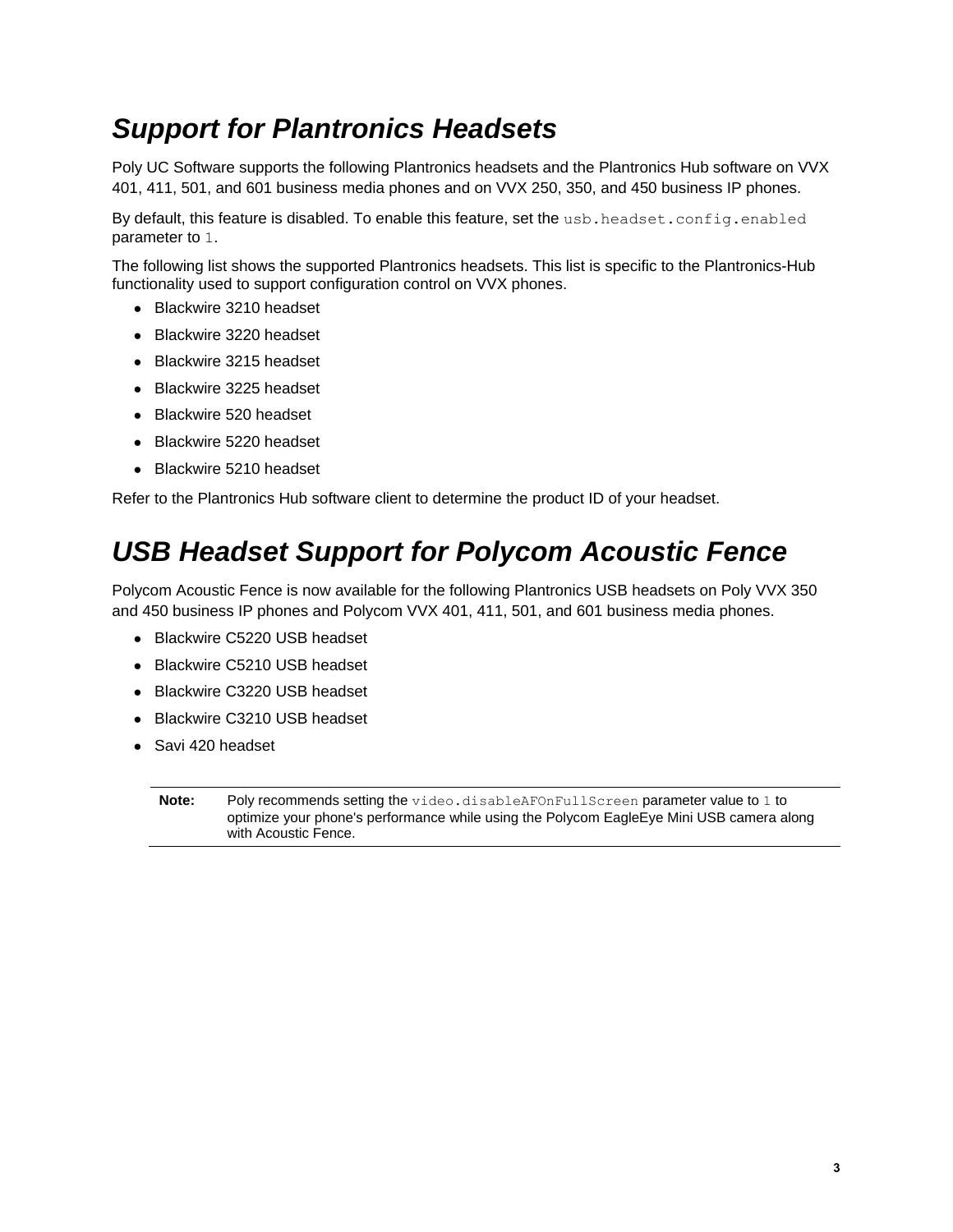# *Support for Plantronics Headsets*

Poly UC Software supports the following Plantronics headsets and the Plantronics Hub software on VVX 401, 411, 501, and 601 business media phones and on VVX 250, 350, and 450 business IP phones.

By default, this feature is disabled. To enable this feature, set the `usb.headset.config.enabled` parameter to `1`.

The following list shows the supported Plantronics headsets. This list is specific to the Plantronics-Hub functionality used to support configuration control on VVX phones.

- Blackwire 3210 headset
- Blackwire 3220 headset
- Blackwire 3215 headset
- Blackwire 3225 headset
- Blackwire 520 headset
- Blackwire 5220 headset
- Blackwire 5210 headset

Refer to the Plantronics Hub software client to determine the product ID of your headset.

# *USB Headset Support for Polycom Acoustic Fence*

Polycom Acoustic Fence is now available for the following Plantronics USB headsets on Poly VVX 350 and 450 business IP phones and Polycom VVX 401, 411, 501, and 601 business media phones.

- Blackwire C5220 USB headset
- Blackwire C5210 USB headset
- Blackwire C3220 USB headset
- Blackwire C3210 USB headset
- Savi 420 headset

**Note:** Poly recommends setting the `video.disableAFOnFullScreen` parameter value to `1` to optimize your phone's performance while using the Polycom EagleEye Mini USB camera along with Acoustic Fence.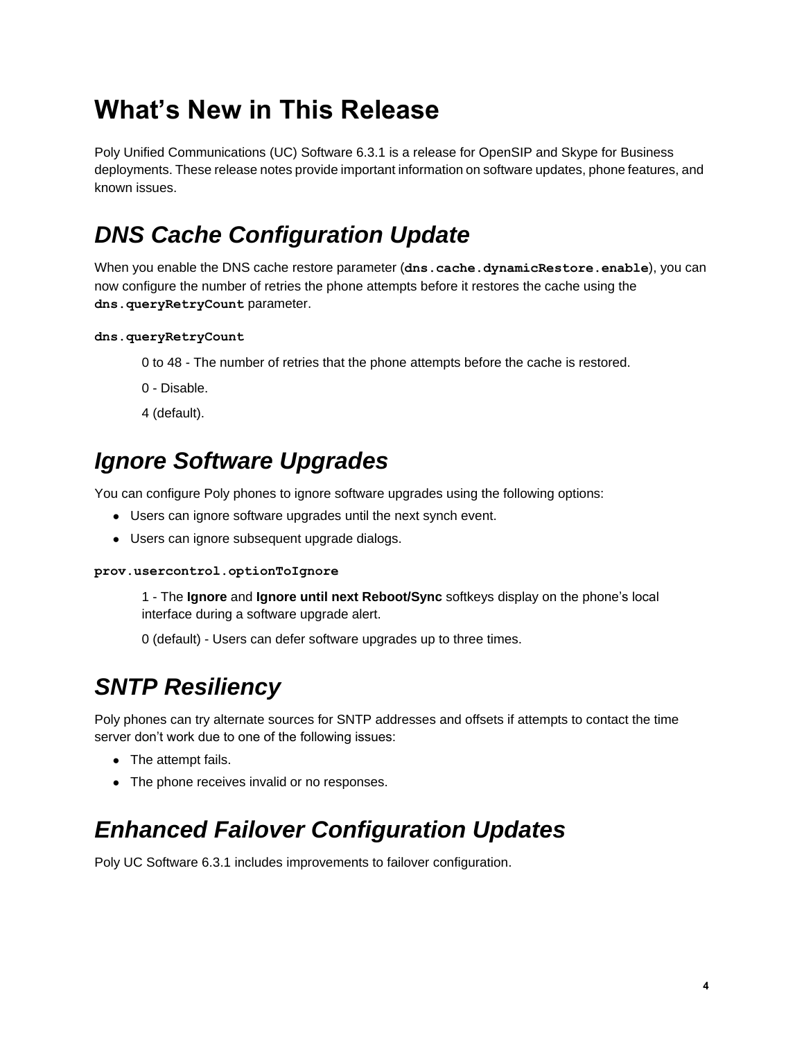# What's New in This Release

Poly Unified Communications (UC) Software 6.3.1 is a release for OpenSIP and Skype for Business deployments. These release notes provide important information on software updates, phone features, and known issues.

## DNS Cache Configuration Update

When you enable the DNS cache restore parameter (`dns.cache.dynamicRestore.enable`), you can now configure the number of retries the phone attempts before it restores the cache using the `dns.queryRetryCount` parameter.

**`dns.queryRetryCount`**

> 0 to 48 - The number of retries that the phone attempts before the cache is restored.
>
> 0 - Disable.
>
> 4 (default).

## Ignore Software Upgrades

You can configure Poly phones to ignore software upgrades using the following options:

- Users can ignore software upgrades until the next synch event.
- Users can ignore subsequent upgrade dialogs.

**`prov.usercontrol.optionToIgnore`**

> 1 - The **Ignore** and **Ignore until next Reboot/Sync** softkeys display on the phone's local interface during a software upgrade alert.
>
> 0 (default) - Users can defer software upgrades up to three times.

## SNTP Resiliency

Poly phones can try alternate sources for SNTP addresses and offsets if attempts to contact the time server don't work due to one of the following issues:

- The attempt fails.
- The phone receives invalid or no responses.

## Enhanced Failover Configuration Updates

Poly UC Software 6.3.1 includes improvements to failover configuration.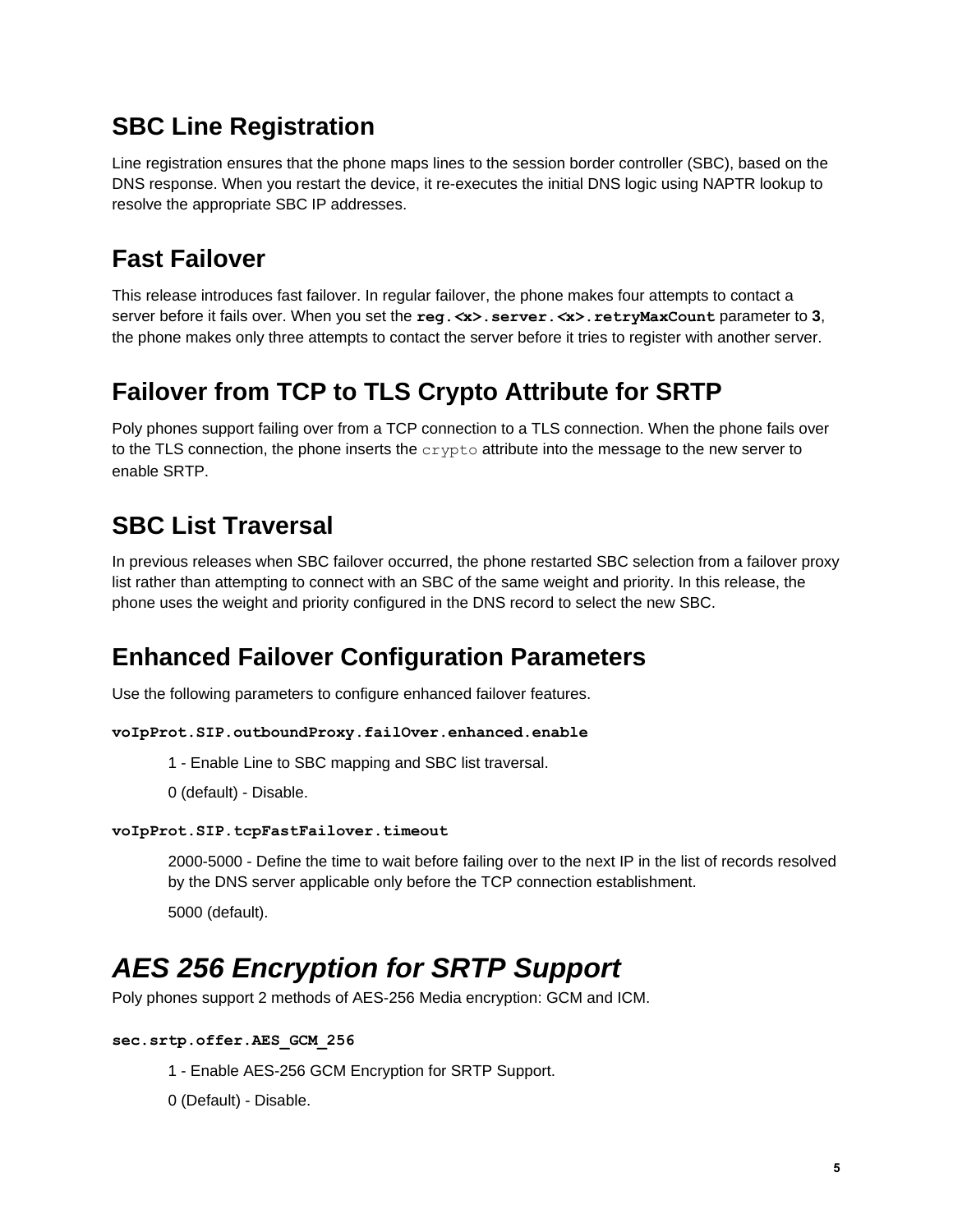## SBC Line Registration

Line registration ensures that the phone maps lines to the session border controller (SBC), based on the DNS response. When you restart the device, it re-executes the initial DNS logic using NAPTR lookup to resolve the appropriate SBC IP addresses.

## Fast Failover

This release introduces fast failover. In regular failover, the phone makes four attempts to contact a server before it fails over. When you set the **reg.<x>.server.<x>.retryMaxCount** parameter to **3**, the phone makes only three attempts to contact the server before it tries to register with another server.

## Failover from TCP to TLS Crypto Attribute for SRTP

Poly phones support failing over from a TCP connection to a TLS connection. When the phone fails over to the TLS connection, the phone inserts the `crypto` attribute into the message to the new server to enable SRTP.

## SBC List Traversal

In previous releases when SBC failover occurred, the phone restarted SBC selection from a failover proxy list rather than attempting to connect with an SBC of the same weight and priority. In this release, the phone uses the weight and priority configured in the DNS record to select the new SBC.

## Enhanced Failover Configuration Parameters

Use the following parameters to configure enhanced failover features.

**voIpProt.SIP.outboundProxy.failOver.enhanced.enable**

> 1 - Enable Line to SBC mapping and SBC list traversal.
>
> 0 (default) - Disable.

**voIpProt.SIP.tcpFastFailover.timeout**

> 2000-5000 - Define the time to wait before failing over to the next IP in the list of records resolved by the DNS server applicable only before the TCP connection establishment.
>
> 5000 (default).

# *AES 256 Encryption for SRTP Support*

Poly phones support 2 methods of AES-256 Media encryption: GCM and ICM.

**sec.srtp.offer.AES_GCM_256**

> 1 - Enable AES-256 GCM Encryption for SRTP Support.
>
> 0 (Default) - Disable.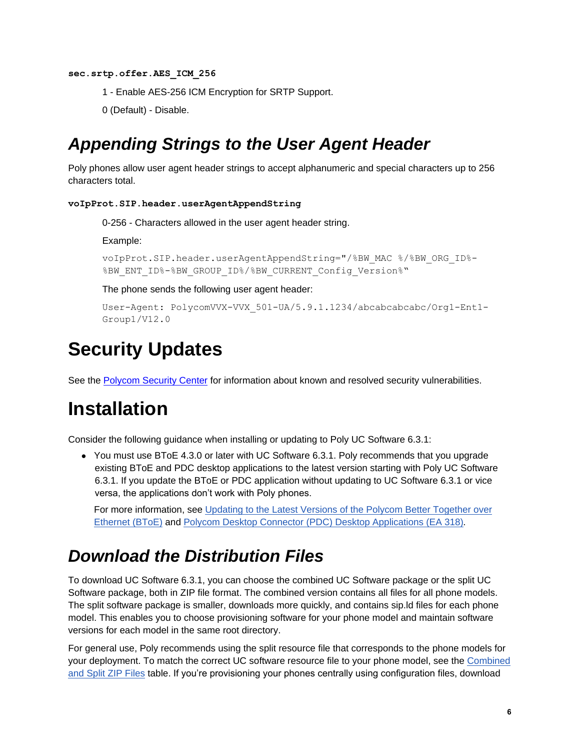**sec.srtp.offer.AES_ICM_256**

1 - Enable AES-256 ICM Encryption for SRTP Support.

0 (Default) - Disable.

## *Appending Strings to the User Agent Header*

Poly phones allow user agent header strings to accept alphanumeric and special characters up to 256 characters total.

**voIpProt.SIP.header.userAgentAppendString**

0-256 - Characters allowed in the user agent header string.

Example:

```
voIpProt.SIP.header.userAgentAppendString="/%BW_MAC %/%BW_ORG_ID%-%BW_ENT_ID%-%BW_GROUP_ID%/%BW_CURRENT_Config_Version%"
```

The phone sends the following user agent header:

```
User-Agent: PolycomVVX-VVX_501-UA/5.9.1.1234/abcabcabcabc/Org1-Ent1-Group1/V12.0
```

# Security Updates

See the Polycom Security Center for information about known and resolved security vulnerabilities.

# Installation

Consider the following guidance when installing or updating to Poly UC Software 6.3.1:

- You must use BToE 4.3.0 or later with UC Software 6.3.1. Poly recommends that you upgrade existing BToE and PDC desktop applications to the latest version starting with Poly UC Software 6.3.1. If you update the BToE or PDC application without updating to UC Software 6.3.1 or vice versa, the applications don't work with Poly phones.

  For more information, see Updating to the Latest Versions of the Polycom Better Together over Ethernet (BToE) and Polycom Desktop Connector (PDC) Desktop Applications (EA 318).

## *Download the Distribution Files*

To download UC Software 6.3.1, you can choose the combined UC Software package or the split UC Software package, both in ZIP file format. The combined version contains all files for all phone models. The split software package is smaller, downloads more quickly, and contains sip.ld files for each phone model. This enables you to choose provisioning software for your phone model and maintain software versions for each model in the same root directory.

For general use, Poly recommends using the split resource file that corresponds to the phone models for your deployment. To match the correct UC software resource file to your phone model, see the Combined and Split ZIP Files table. If you're provisioning your phones centrally using configuration files, download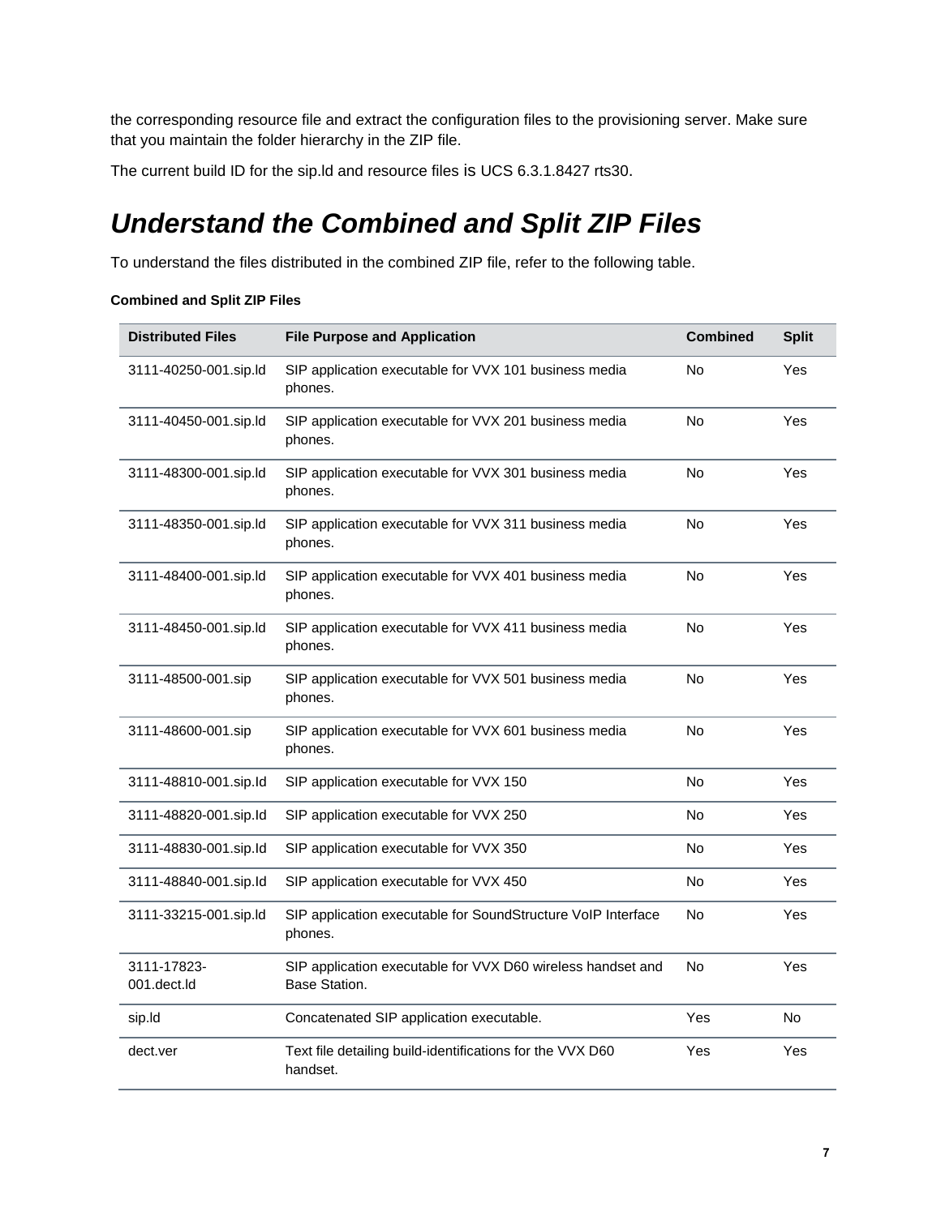the corresponding resource file and extract the configuration files to the provisioning server. Make sure that you maintain the folder hierarchy in the ZIP file.

The current build ID for the sip.ld and resource files is UCS 6.3.1.8427 rts30.

## ***Understand the Combined and Split ZIP Files***

To understand the files distributed in the combined ZIP file, refer to the following table.

**Combined and Split ZIP Files**

| Distributed Files | File Purpose and Application | Combined | Split |
| --- | --- | --- | --- |
| 3111-40250-001.sip.ld | SIP application executable for VVX 101 business media phones. | No | Yes |
| 3111-40450-001.sip.ld | SIP application executable for VVX 201 business media phones. | No | Yes |
| 3111-48300-001.sip.ld | SIP application executable for VVX 301 business media phones. | No | Yes |
| 3111-48350-001.sip.ld | SIP application executable for VVX 311 business media phones. | No | Yes |
| 3111-48400-001.sip.ld | SIP application executable for VVX 401 business media phones. | No | Yes |
| 3111-48450-001.sip.ld | SIP application executable for VVX 411 business media phones. | No | Yes |
| 3111-48500-001.sip | SIP application executable for VVX 501 business media phones. | No | Yes |
| 3111-48600-001.sip | SIP application executable for VVX 601 business media phones. | No | Yes |
| 3111-48810-001.sip.Id | SIP application executable for VVX 150 | No | Yes |
| 3111-48820-001.sip.Id | SIP application executable for VVX 250 | No | Yes |
| 3111-48830-001.sip.Id | SIP application executable for VVX 350 | No | Yes |
| 3111-48840-001.sip.Id | SIP application executable for VVX 450 | No | Yes |
| 3111-33215-001.sip.ld | SIP application executable for SoundStructure VoIP Interface phones. | No | Yes |
| 3111-17823-001.dect.ld | SIP application executable for VVX D60 wireless handset and Base Station. | No | Yes |
| sip.ld | Concatenated SIP application executable. | Yes | No |
| dect.ver | Text file detailing build-identifications for the VVX D60 handset. | Yes | Yes |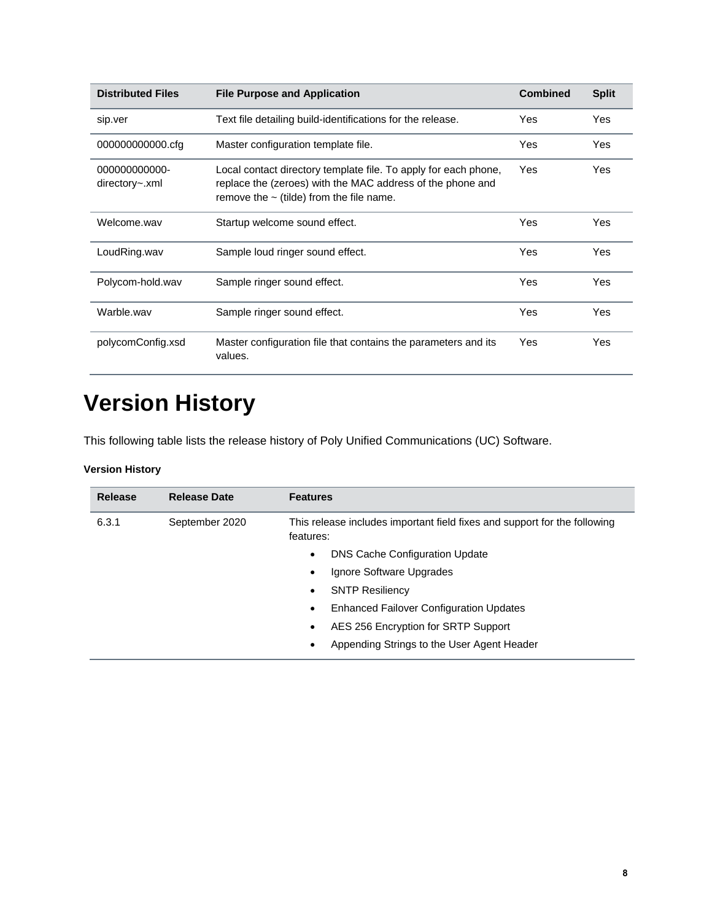| Distributed Files | File Purpose and Application | Combined | Split |
| --- | --- | --- | --- |
| sip.ver | Text file detailing build-identifications for the release. | Yes | Yes |
| 000000000000.cfg | Master configuration template file. | Yes | Yes |
| 000000000000-directory~.xml | Local contact directory template file. To apply for each phone, replace the (zeroes) with the MAC address of the phone and remove the ~ (tilde) from the file name. | Yes | Yes |
| Welcome.wav | Startup welcome sound effect. | Yes | Yes |
| LoudRing.wav | Sample loud ringer sound effect. | Yes | Yes |
| Polycom-hold.wav | Sample ringer sound effect. | Yes | Yes |
| Warble.wav | Sample ringer sound effect. | Yes | Yes |
| polycomConfig.xsd | Master configuration file that contains the parameters and its values. | Yes | Yes |

# Version History

This following table lists the release history of Poly Unified Communications (UC) Software.

**Version History**

| Release | Release Date | Features |
| --- | --- | --- |
| 6.3.1 | September 2020 | This release includes important field fixes and support for the following features:<br>• DNS Cache Configuration Update<br>• Ignore Software Upgrades<br>• SNTP Resiliency<br>• Enhanced Failover Configuration Updates<br>• AES 256 Encryption for SRTP Support<br>• Appending Strings to the User Agent Header |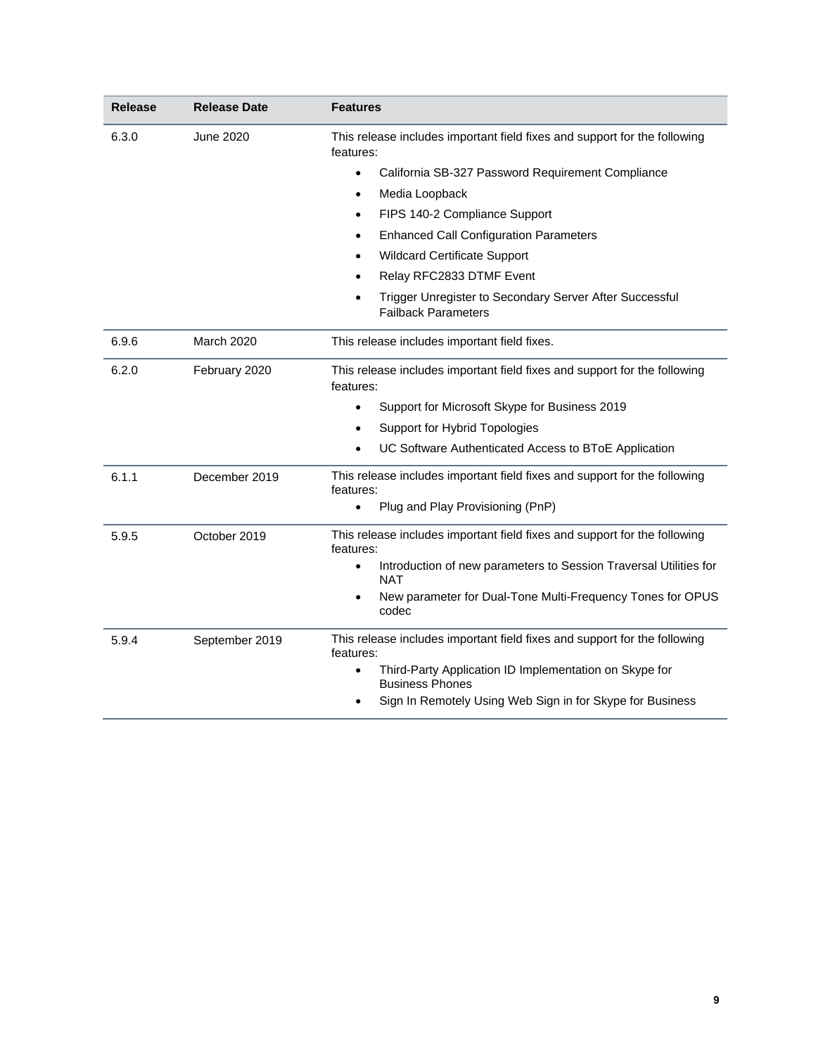| Release | Release Date | Features |
| --- | --- | --- |
| 6.3.0 | June 2020 | This release includes important field fixes and support for the following features:<br>• California SB-327 Password Requirement Compliance<br>• Media Loopback<br>• FIPS 140-2 Compliance Support<br>• Enhanced Call Configuration Parameters<br>• Wildcard Certificate Support<br>• Relay RFC2833 DTMF Event<br>• Trigger Unregister to Secondary Server After Successful Failback Parameters |
| 6.9.6 | March 2020 | This release includes important field fixes. |
| 6.2.0 | February 2020 | This release includes important field fixes and support for the following features:<br>• Support for Microsoft Skype for Business 2019<br>• Support for Hybrid Topologies<br>• UC Software Authenticated Access to BToE Application |
| 6.1.1 | December 2019 | This release includes important field fixes and support for the following features:<br>• Plug and Play Provisioning (PnP) |
| 5.9.5 | October 2019 | This release includes important field fixes and support for the following features:<br>• Introduction of new parameters to Session Traversal Utilities for NAT<br>• New parameter for Dual-Tone Multi-Frequency Tones for OPUS codec |
| 5.9.4 | September 2019 | This release includes important field fixes and support for the following features:<br>• Third-Party Application ID Implementation on Skype for Business Phones<br>• Sign In Remotely Using Web Sign in for Skype for Business |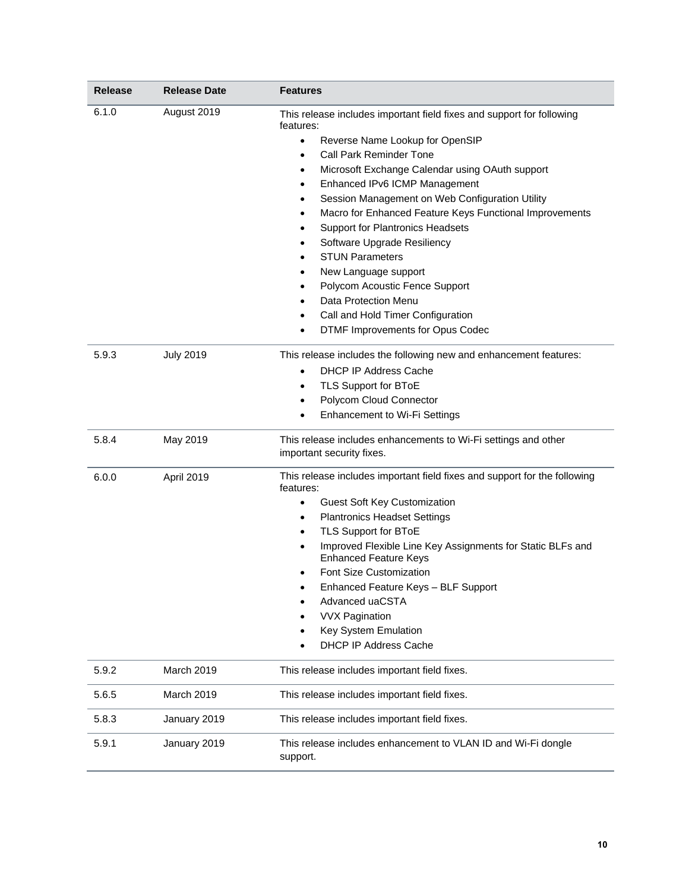| Release | Release Date | Features |
| --- | --- | --- |
| 6.1.0 | August 2019 | This release includes important field fixes and support for following features:<br>• Reverse Name Lookup for OpenSIP<br>• Call Park Reminder Tone<br>• Microsoft Exchange Calendar using OAuth support<br>• Enhanced IPv6 ICMP Management<br>• Session Management on Web Configuration Utility<br>• Macro for Enhanced Feature Keys Functional Improvements<br>• Support for Plantronics Headsets<br>• Software Upgrade Resiliency<br>• STUN Parameters<br>• New Language support<br>• Polycom Acoustic Fence Support<br>• Data Protection Menu<br>• Call and Hold Timer Configuration<br>• DTMF Improvements for Opus Codec |
| 5.9.3 | July 2019 | This release includes the following new and enhancement features:<br>• DHCP IP Address Cache<br>• TLS Support for BToE<br>• Polycom Cloud Connector<br>• Enhancement to Wi-Fi Settings |
| 5.8.4 | May 2019 | This release includes enhancements to Wi-Fi settings and other important security fixes. |
| 6.0.0 | April 2019 | This release includes important field fixes and support for the following features:<br>• Guest Soft Key Customization<br>• Plantronics Headset Settings<br>• TLS Support for BToE<br>• Improved Flexible Line Key Assignments for Static BLFs and Enhanced Feature Keys<br>• Font Size Customization<br>• Enhanced Feature Keys – BLF Support<br>• Advanced uaCSTA<br>• VVX Pagination<br>• Key System Emulation<br>• DHCP IP Address Cache |
| 5.9.2 | March 2019 | This release includes important field fixes. |
| 5.6.5 | March 2019 | This release includes important field fixes. |
| 5.8.3 | January 2019 | This release includes important field fixes. |
| 5.9.1 | January 2019 | This release includes enhancement to VLAN ID and Wi-Fi dongle support. |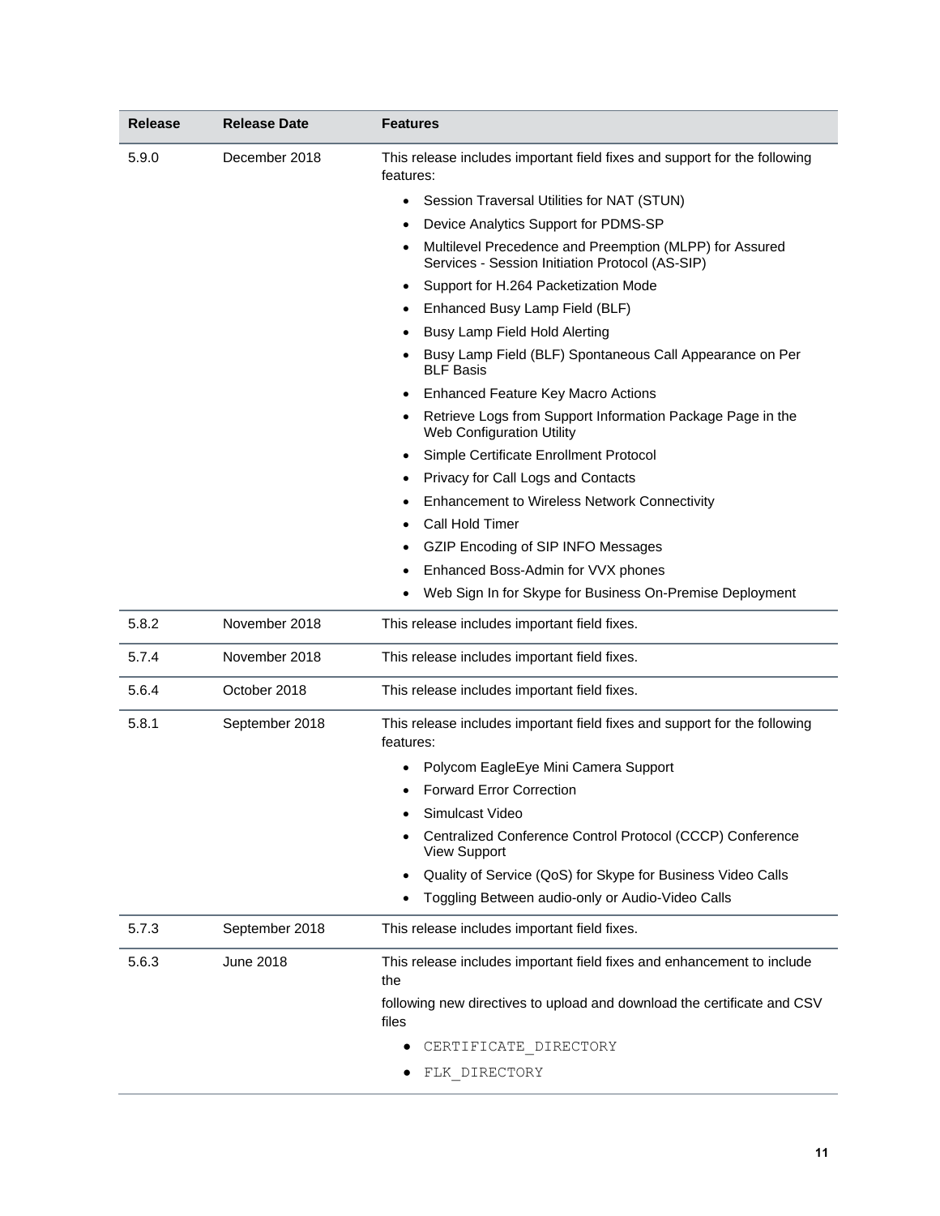| Release | Release Date | Features |
| --- | --- | --- |
| 5.9.0 | December 2018 | This release includes important field fixes and support for the following features:<br>• Session Traversal Utilities for NAT (STUN)<br>• Device Analytics Support for PDMS-SP<br>• Multilevel Precedence and Preemption (MLPP) for Assured Services - Session Initiation Protocol (AS-SIP)<br>• Support for H.264 Packetization Mode<br>• Enhanced Busy Lamp Field (BLF)<br>• Busy Lamp Field Hold Alerting<br>• Busy Lamp Field (BLF) Spontaneous Call Appearance on Per BLF Basis<br>• Enhanced Feature Key Macro Actions<br>• Retrieve Logs from Support Information Package Page in the Web Configuration Utility<br>• Simple Certificate Enrollment Protocol<br>• Privacy for Call Logs and Contacts<br>• Enhancement to Wireless Network Connectivity<br>• Call Hold Timer<br>• GZIP Encoding of SIP INFO Messages<br>• Enhanced Boss-Admin for VVX phones<br>• Web Sign In for Skype for Business On-Premise Deployment |
| 5.8.2 | November 2018 | This release includes important field fixes. |
| 5.7.4 | November 2018 | This release includes important field fixes. |
| 5.6.4 | October 2018 | This release includes important field fixes. |
| 5.8.1 | September 2018 | This release includes important field fixes and support for the following features:<br>• Polycom EagleEye Mini Camera Support<br>• Forward Error Correction<br>• Simulcast Video<br>• Centralized Conference Control Protocol (CCCP) Conference View Support<br>• Quality of Service (QoS) for Skype for Business Video Calls<br>• Toggling Between audio-only or Audio-Video Calls |
| 5.7.3 | September 2018 | This release includes important field fixes. |
| 5.6.3 | June 2018 | This release includes important field fixes and enhancement to include the<br>following new directives to upload and download the certificate and CSV files<br>• `CERTIFICATE_DIRECTORY`<br>• `FLK_DIRECTORY` |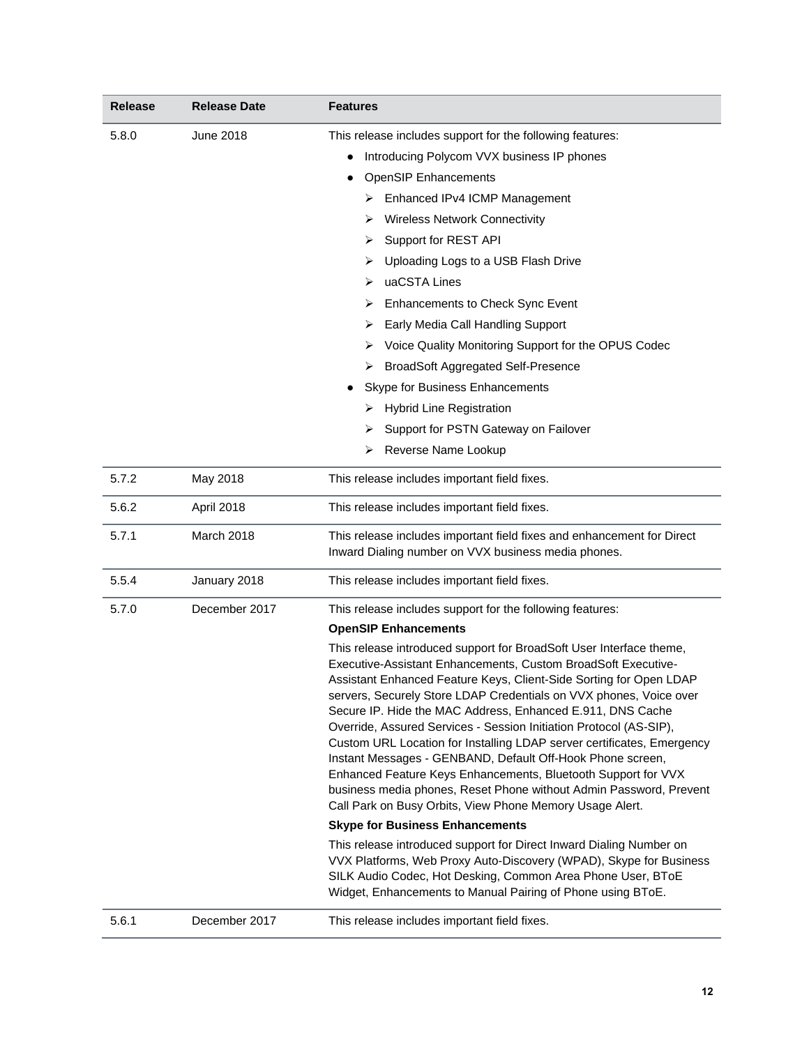| Release | Release Date | Features |
|---|---|---|
| 5.8.0 | June 2018 | This release includes support for the following features:<br>● Introducing Polycom VVX business IP phones<br>● OpenSIP Enhancements<br>➢ Enhanced IPv4 ICMP Management<br>➢ Wireless Network Connectivity<br>➢ Support for REST API<br>➢ Uploading Logs to a USB Flash Drive<br>➢ uaCSTA Lines<br>➢ Enhancements to Check Sync Event<br>➢ Early Media Call Handling Support<br>➢ Voice Quality Monitoring Support for the OPUS Codec<br>➢ BroadSoft Aggregated Self-Presence<br>● Skype for Business Enhancements<br>➢ Hybrid Line Registration<br>➢ Support for PSTN Gateway on Failover<br>➢ Reverse Name Lookup |
| 5.7.2 | May 2018 | This release includes important field fixes. |
| 5.6.2 | April 2018 | This release includes important field fixes. |
| 5.7.1 | March 2018 | This release includes important field fixes and enhancement for Direct Inward Dialing number on VVX business media phones. |
| 5.5.4 | January 2018 | This release includes important field fixes. |
| 5.7.0 | December 2017 | This release includes support for the following features:<br>**OpenSIP Enhancements**<br>This release introduced support for BroadSoft User Interface theme, Executive-Assistant Enhancements, Custom BroadSoft Executive-Assistant Enhanced Feature Keys, Client-Side Sorting for Open LDAP servers, Securely Store LDAP Credentials on VVX phones, Voice over Secure IP. Hide the MAC Address, Enhanced E.911, DNS Cache Override, Assured Services - Session Initiation Protocol (AS-SIP), Custom URL Location for Installing LDAP server certificates, Emergency Instant Messages - GENBAND, Default Off-Hook Phone screen, Enhanced Feature Keys Enhancements, Bluetooth Support for VVX business media phones, Reset Phone without Admin Password, Prevent Call Park on Busy Orbits, View Phone Memory Usage Alert.<br>**Skype for Business Enhancements**<br>This release introduced support for Direct Inward Dialing Number on VVX Platforms, Web Proxy Auto-Discovery (WPAD), Skype for Business SILK Audio Codec, Hot Desking, Common Area Phone User, BToE Widget, Enhancements to Manual Pairing of Phone using BToE. |
| 5.6.1 | December 2017 | This release includes important field fixes. |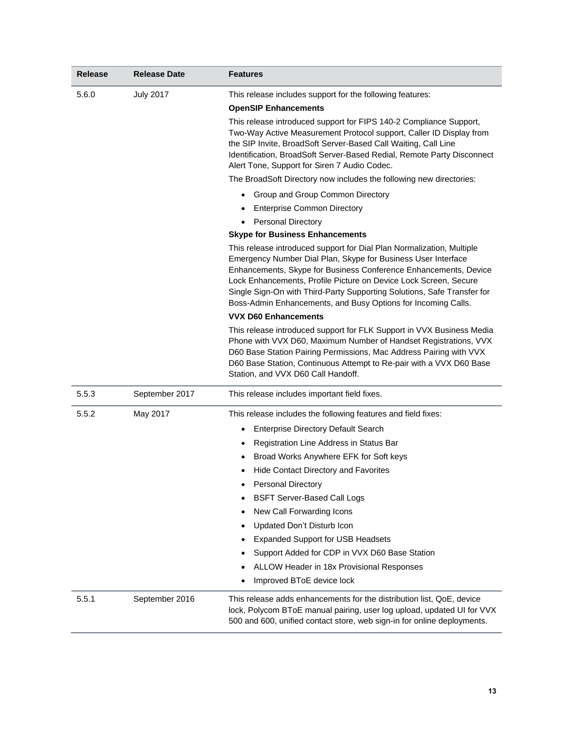| Release | Release Date | Features |
| --- | --- | --- |
| 5.6.0 | July 2017 | This release includes support for the following features:<br>**OpenSIP Enhancements**<br>This release introduced support for FIPS 140-2 Compliance Support, Two-Way Active Measurement Protocol support, Caller ID Display from the SIP Invite, BroadSoft Server-Based Call Waiting, Call Line Identification, BroadSoft Server-Based Redial, Remote Party Disconnect Alert Tone, Support for Siren 7 Audio Codec.<br>The BroadSoft Directory now includes the following new directories:<br>• Group and Group Common Directory<br>• Enterprise Common Directory<br>• Personal Directory<br>**Skype for Business Enhancements**<br>This release introduced support for Dial Plan Normalization, Multiple Emergency Number Dial Plan, Skype for Business User Interface Enhancements, Skype for Business Conference Enhancements, Device Lock Enhancements, Profile Picture on Device Lock Screen, Secure Single Sign-On with Third-Party Supporting Solutions, Safe Transfer for Boss-Admin Enhancements, and Busy Options for Incoming Calls.<br>**VVX D60 Enhancements**<br>This release introduced support for FLK Support in VVX Business Media Phone with VVX D60, Maximum Number of Handset Registrations, VVX D60 Base Station Pairing Permissions, Mac Address Pairing with VVX D60 Base Station, Continuous Attempt to Re-pair with a VVX D60 Base Station, and VVX D60 Call Handoff. |
| 5.5.3 | September 2017 | This release includes important field fixes. |
| 5.5.2 | May 2017 | This release includes the following features and field fixes:<br>• Enterprise Directory Default Search<br>• Registration Line Address in Status Bar<br>• Broad Works Anywhere EFK for Soft keys<br>• Hide Contact Directory and Favorites<br>• Personal Directory<br>• BSFT Server-Based Call Logs<br>• New Call Forwarding Icons<br>• Updated Don't Disturb Icon<br>• Expanded Support for USB Headsets<br>• Support Added for CDP in VVX D60 Base Station<br>• ALLOW Header in 18x Provisional Responses<br>• Improved BToE device lock |
| 5.5.1 | September 2016 | This release adds enhancements for the distribution list, QoE, device lock, Polycom BToE manual pairing, user log upload, updated UI for VVX 500 and 600, unified contact store, web sign-in for online deployments. |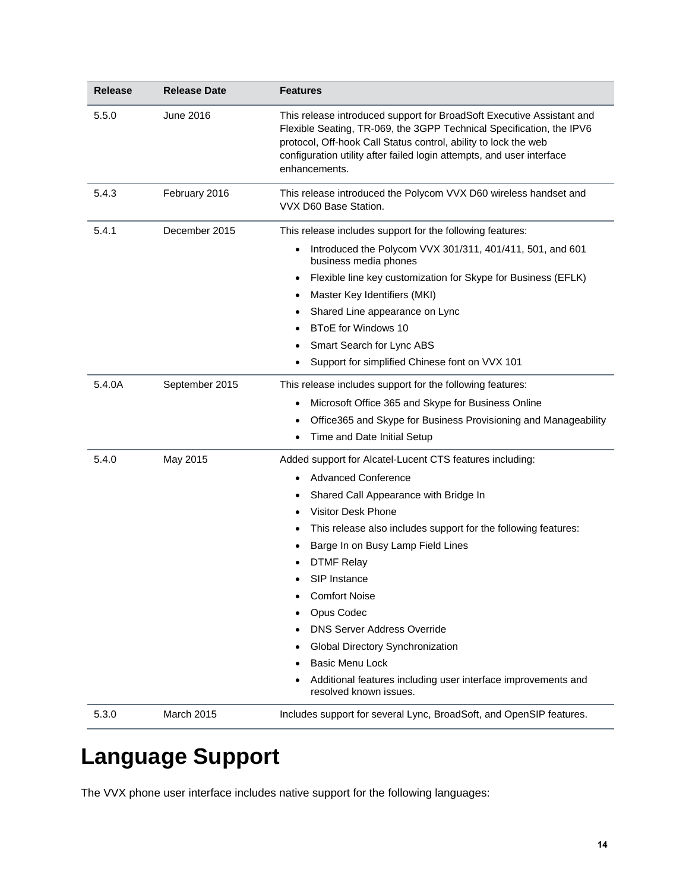| Release | Release Date | Features |
|---|---|---|
| 5.5.0 | June 2016 | This release introduced support for BroadSoft Executive Assistant and Flexible Seating, TR-069, the 3GPP Technical Specification, the IPV6 protocol, Off-hook Call Status control, ability to lock the web configuration utility after failed login attempts, and user interface enhancements. |
| 5.4.3 | February 2016 | This release introduced the Polycom VVX D60 wireless handset and VVX D60 Base Station. |
| 5.4.1 | December 2015 | This release includes support for the following features:<br>• Introduced the Polycom VVX 301/311, 401/411, 501, and 601 business media phones<br>• Flexible line key customization for Skype for Business (EFLK)<br>• Master Key Identifiers (MKI)<br>• Shared Line appearance on Lync<br>• BToE for Windows 10<br>• Smart Search for Lync ABS<br>• Support for simplified Chinese font on VVX 101 |
| 5.4.0A | September 2015 | This release includes support for the following features:<br>• Microsoft Office 365 and Skype for Business Online<br>• Office365 and Skype for Business Provisioning and Manageability<br>• Time and Date Initial Setup |
| 5.4.0 | May 2015 | Added support for Alcatel-Lucent CTS features including:<br>• Advanced Conference<br>• Shared Call Appearance with Bridge In<br>• Visitor Desk Phone<br>• This release also includes support for the following features:<br>• Barge In on Busy Lamp Field Lines<br>• DTMF Relay<br>• SIP Instance<br>• Comfort Noise<br>• Opus Codec<br>• DNS Server Address Override<br>• Global Directory Synchronization<br>• Basic Menu Lock<br>• Additional features including user interface improvements and resolved known issues. |
| 5.3.0 | March 2015 | Includes support for several Lync, BroadSoft, and OpenSIP features. |

# Language Support

The VVX phone user interface includes native support for the following languages: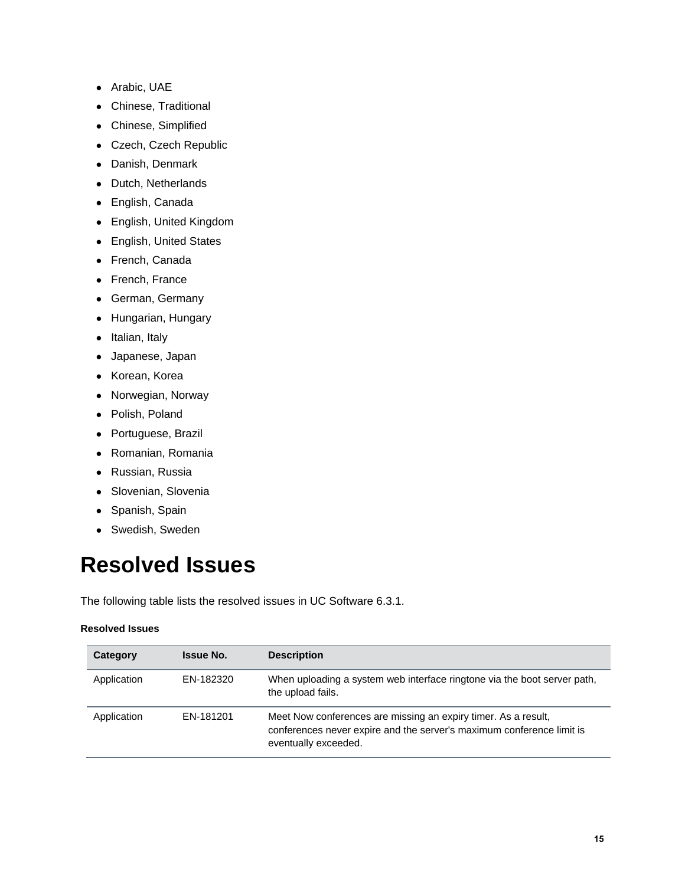- Arabic, UAE
- Chinese, Traditional
- Chinese, Simplified
- Czech, Czech Republic
- Danish, Denmark
- Dutch, Netherlands
- English, Canada
- English, United Kingdom
- English, United States
- French, Canada
- French, France
- German, Germany
- Hungarian, Hungary
- Italian, Italy
- Japanese, Japan
- Korean, Korea
- Norwegian, Norway
- Polish, Poland
- Portuguese, Brazil
- Romanian, Romania
- Russian, Russia
- Slovenian, Slovenia
- Spanish, Spain
- Swedish, Sweden

# Resolved Issues

The following table lists the resolved issues in UC Software 6.3.1.

**Resolved Issues**

| Category | Issue No. | Description |
|---|---|---|
| Application | EN-182320 | When uploading a system web interface ringtone via the boot server path, the upload fails. |
| Application | EN-181201 | Meet Now conferences are missing an expiry timer. As a result, conferences never expire and the server's maximum conference limit is eventually exceeded. |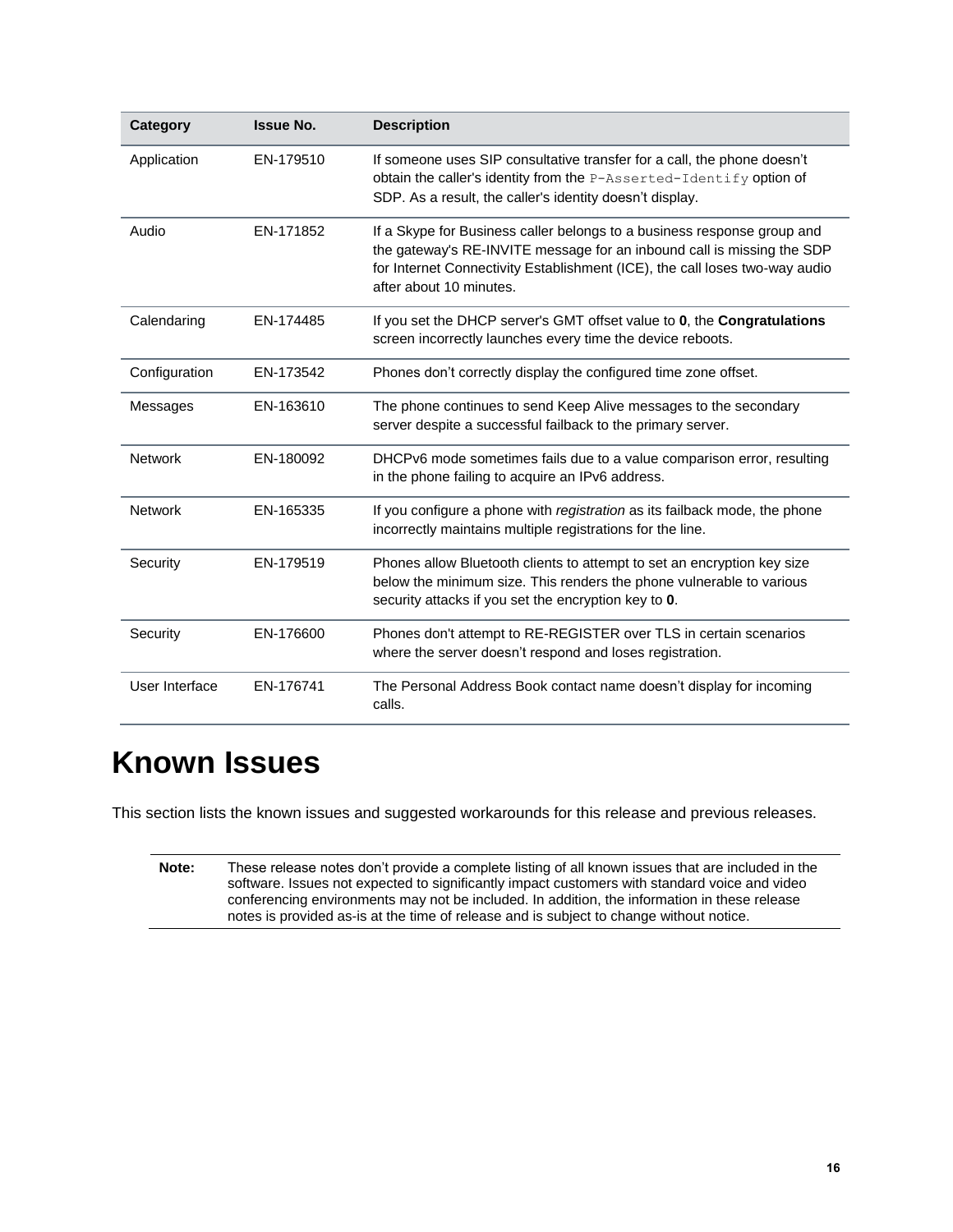| Category | Issue No. | Description |
| --- | --- | --- |
| Application | EN-179510 | If someone uses SIP consultative transfer for a call, the phone doesn't obtain the caller's identity from the `P-Asserted-Identify` option of SDP. As a result, the caller's identity doesn't display. |
| Audio | EN-171852 | If a Skype for Business caller belongs to a business response group and the gateway's RE-INVITE message for an inbound call is missing the SDP for Internet Connectivity Establishment (ICE), the call loses two-way audio after about 10 minutes. |
| Calendaring | EN-174485 | If you set the DHCP server's GMT offset value to **0**, the **Congratulations** screen incorrectly launches every time the device reboots. |
| Configuration | EN-173542 | Phones don't correctly display the configured time zone offset. |
| Messages | EN-163610 | The phone continues to send Keep Alive messages to the secondary server despite a successful failback to the primary server. |
| Network | EN-180092 | DHCPv6 mode sometimes fails due to a value comparison error, resulting in the phone failing to acquire an IPv6 address. |
| Network | EN-165335 | If you configure a phone with *registration* as its failback mode, the phone incorrectly maintains multiple registrations for the line. |
| Security | EN-179519 | Phones allow Bluetooth clients to attempt to set an encryption key size below the minimum size. This renders the phone vulnerable to various security attacks if you set the encryption key to **0**. |
| Security | EN-176600 | Phones don't attempt to RE-REGISTER over TLS in certain scenarios where the server doesn't respond and loses registration. |
| User Interface | EN-176741 | The Personal Address Book contact name doesn't display for incoming calls. |

# Known Issues

This section lists the known issues and suggested workarounds for this release and previous releases.

**Note:** These release notes don't provide a complete listing of all known issues that are included in the software. Issues not expected to significantly impact customers with standard voice and video conferencing environments may not be included. In addition, the information in these release notes is provided as-is at the time of release and is subject to change without notice.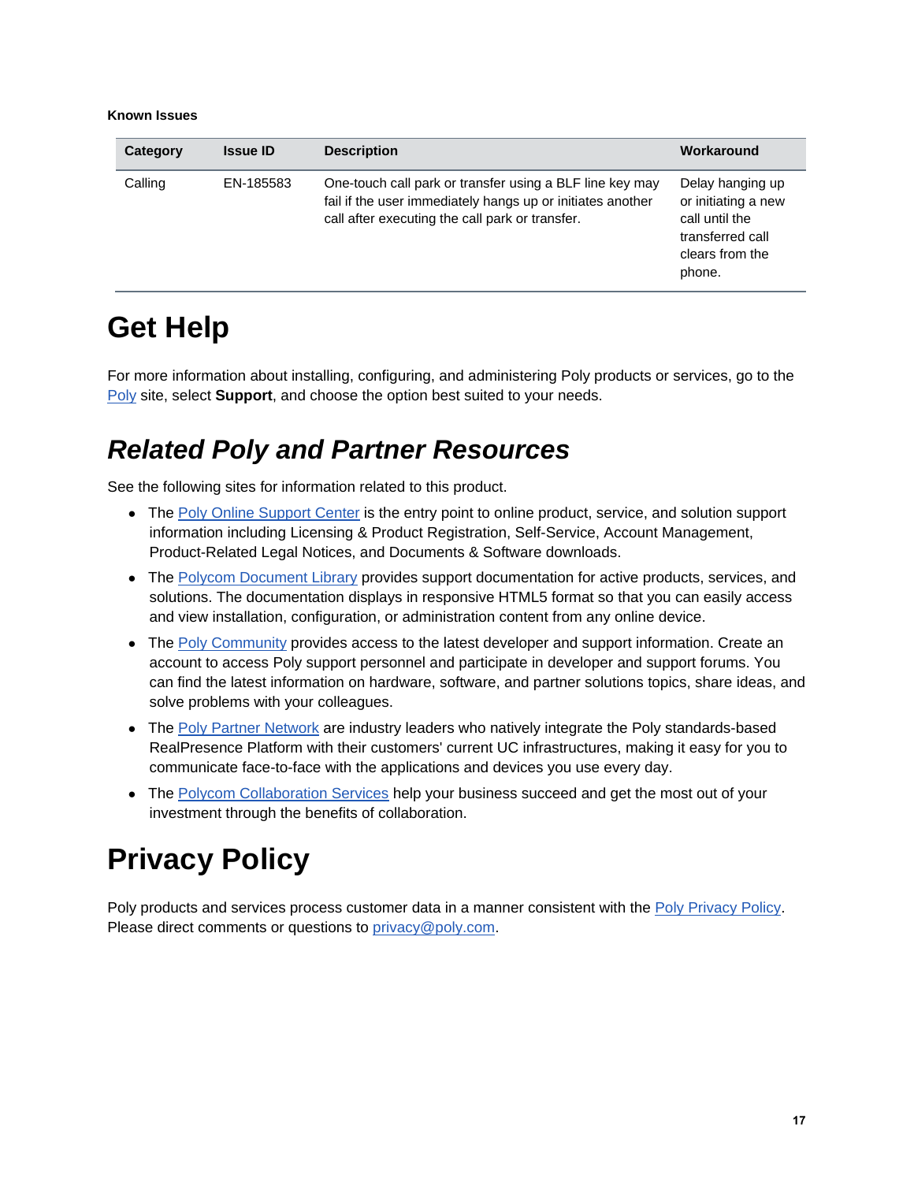**Known Issues**

| Category | Issue ID | Description | Workaround |
| --- | --- | --- | --- |
| Calling | EN-185583 | One-touch call park or transfer using a BLF line key may fail if the user immediately hangs up or initiates another call after executing the call park or transfer. | Delay hanging up or initiating a new call until the transferred call clears from the phone. |

# Get Help

For more information about installing, configuring, and administering Poly products or services, go to the Poly site, select **Support**, and choose the option best suited to your needs.

## *Related Poly and Partner Resources*

See the following sites for information related to this product.

- The Poly Online Support Center is the entry point to online product, service, and solution support information including Licensing & Product Registration, Self-Service, Account Management, Product-Related Legal Notices, and Documents & Software downloads.
- The Polycom Document Library provides support documentation for active products, services, and solutions. The documentation displays in responsive HTML5 format so that you can easily access and view installation, configuration, or administration content from any online device.
- The Poly Community provides access to the latest developer and support information. Create an account to access Poly support personnel and participate in developer and support forums. You can find the latest information on hardware, software, and partner solutions topics, share ideas, and solve problems with your colleagues.
- The Poly Partner Network are industry leaders who natively integrate the Poly standards-based RealPresence Platform with their customers' current UC infrastructures, making it easy for you to communicate face-to-face with the applications and devices you use every day.
- The Polycom Collaboration Services help your business succeed and get the most out of your investment through the benefits of collaboration.

# Privacy Policy

Poly products and services process customer data in a manner consistent with the Poly Privacy Policy. Please direct comments or questions to privacy@poly.com.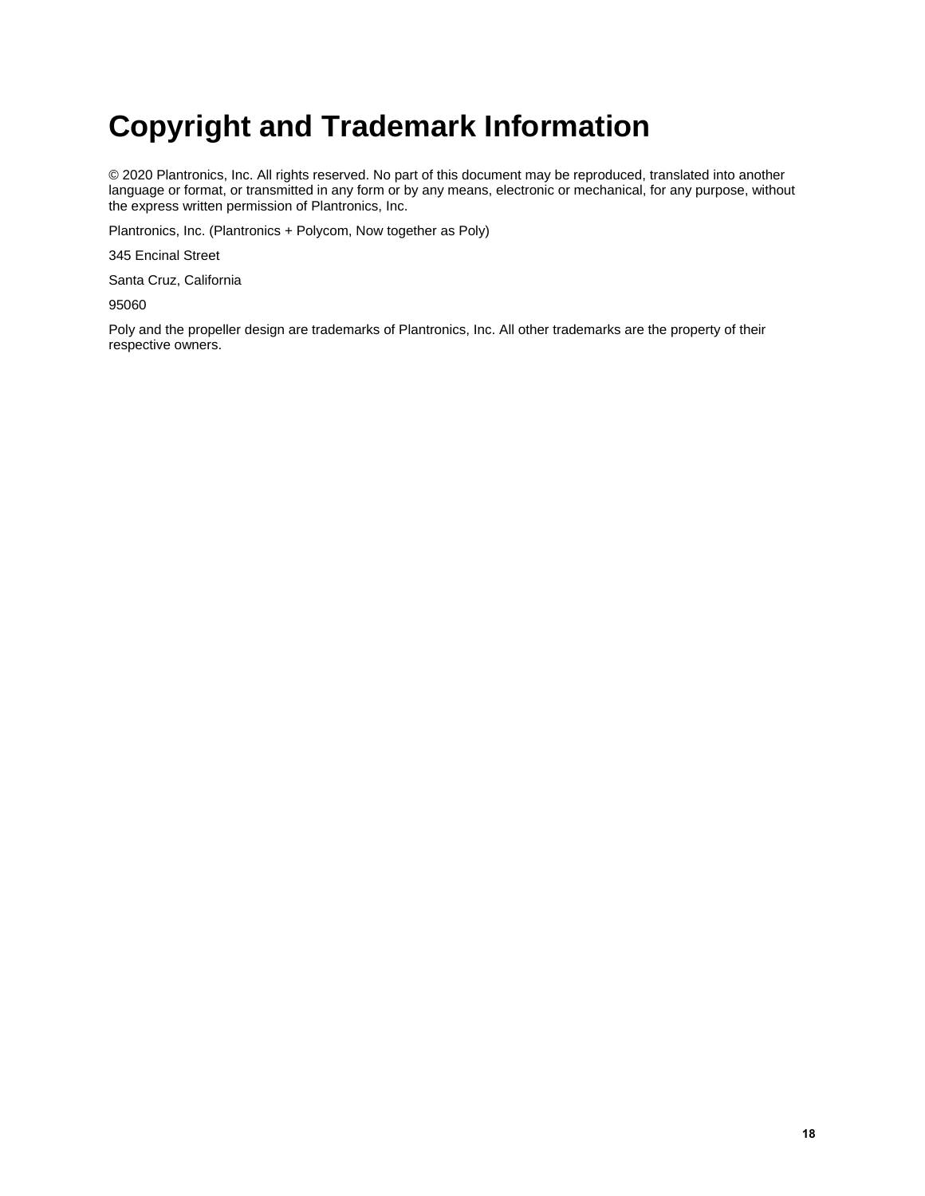# Copyright and Trademark Information

© 2020 Plantronics, Inc. All rights reserved. No part of this document may be reproduced, translated into another language or format, or transmitted in any form or by any means, electronic or mechanical, for any purpose, without the express written permission of Plantronics, Inc.

Plantronics, Inc. (Plantronics + Polycom, Now together as Poly)

345 Encinal Street

Santa Cruz, California

95060

Poly and the propeller design are trademarks of Plantronics, Inc. All other trademarks are the property of their respective owners.